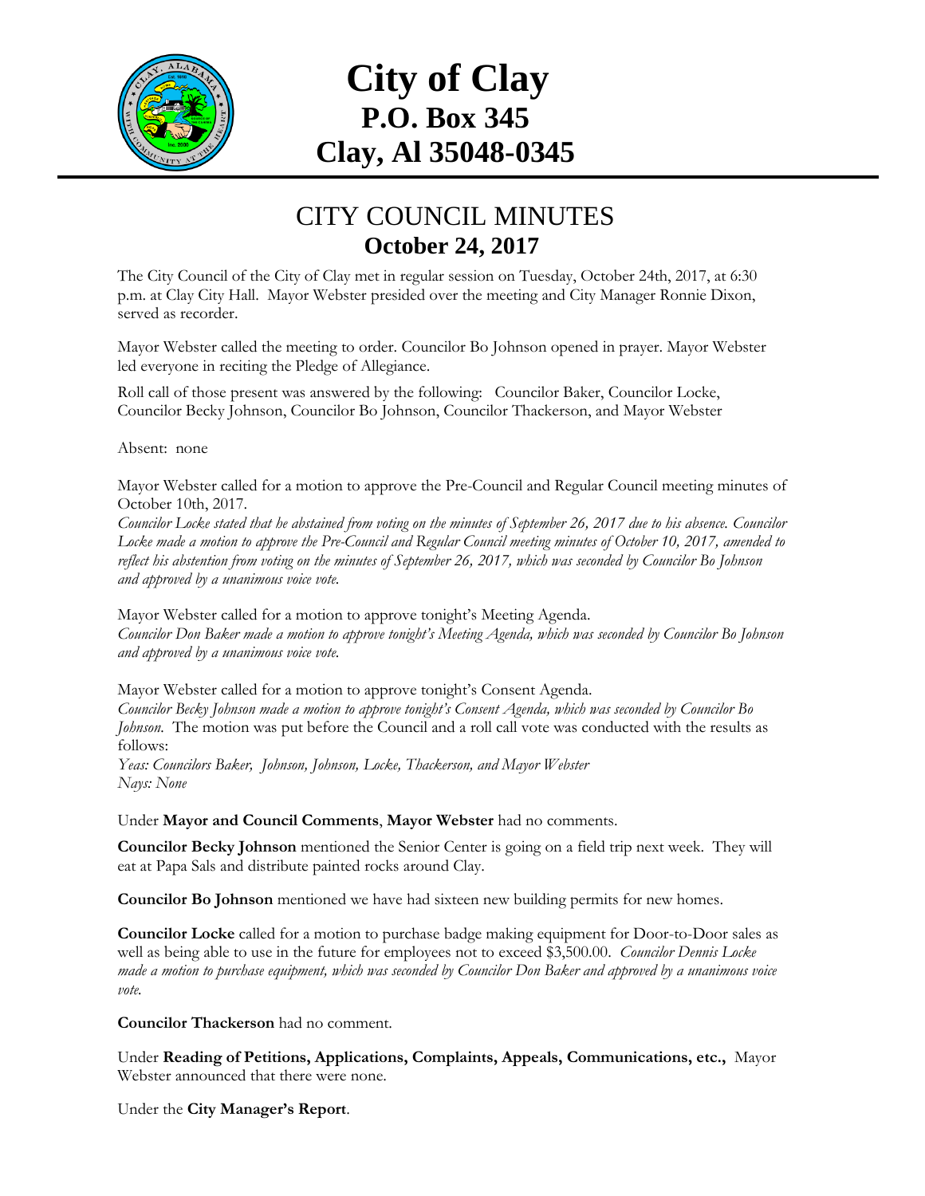# City of Clay
## P.O. Box 345
## Clay, Al 35048-0345

# CITY COUNCIL MINUTES
## October 24, 2017

The City Council of the City of Clay met in regular session on Tuesday, October 24th, 2017, at 6:30 p.m. at Clay City Hall. Mayor Webster presided over the meeting and City Manager Ronnie Dixon, served as recorder.

Mayor Webster called the meeting to order. Councilor Bo Johnson opened in prayer. Mayor Webster led everyone in reciting the Pledge of Allegiance.

Roll call of those present was answered by the following: Councilor Baker, Councilor Locke, Councilor Becky Johnson, Councilor Bo Johnson, Councilor Thackerson, and Mayor Webster

Absent: none

Mayor Webster called for a motion to approve the Pre-Council and Regular Council meeting minutes of October 10th, 2017.
*Councilor Locke stated that he abstained from voting on the minutes of September 26, 2017 due to his absence. Councilor Locke made a motion to approve the Pre-Council and Regular Council meeting minutes of October 10, 2017, amended to reflect his abstention from voting on the minutes of September 26, 2017, which was seconded by Councilor Bo Johnson and approved by a unanimous voice vote.*

Mayor Webster called for a motion to approve tonight's Meeting Agenda.
*Councilor Don Baker made a motion to approve tonight's Meeting Agenda, which was seconded by Councilor Bo Johnson and approved by a unanimous voice vote.*

Mayor Webster called for a motion to approve tonight's Consent Agenda.
*Councilor Becky Johnson made a motion to approve tonight's Consent Agenda, which was seconded by Councilor Bo Johnson.* The motion was put before the Council and a roll call vote was conducted with the results as follows:
*Yeas: Councilors Baker, Johnson, Johnson, Locke, Thackerson, and Mayor Webster*
*Nays: None*

Under **Mayor and Council Comments**, **Mayor Webster** had no comments.

**Councilor Becky Johnson** mentioned the Senior Center is going on a field trip next week. They will eat at Papa Sals and distribute painted rocks around Clay.

**Councilor Bo Johnson** mentioned we have had sixteen new building permits for new homes.

**Councilor Locke** called for a motion to purchase badge making equipment for Door-to-Door sales as well as being able to use in the future for employees not to exceed $3,500.00. *Councilor Dennis Locke made a motion to purchase equipment, which was seconded by Councilor Don Baker and approved by a unanimous voice vote.*

**Councilor Thackerson** had no comment.

Under **Reading of Petitions, Applications, Complaints, Appeals, Communications, etc.,** Mayor Webster announced that there were none.

Under the **City Manager's Report**.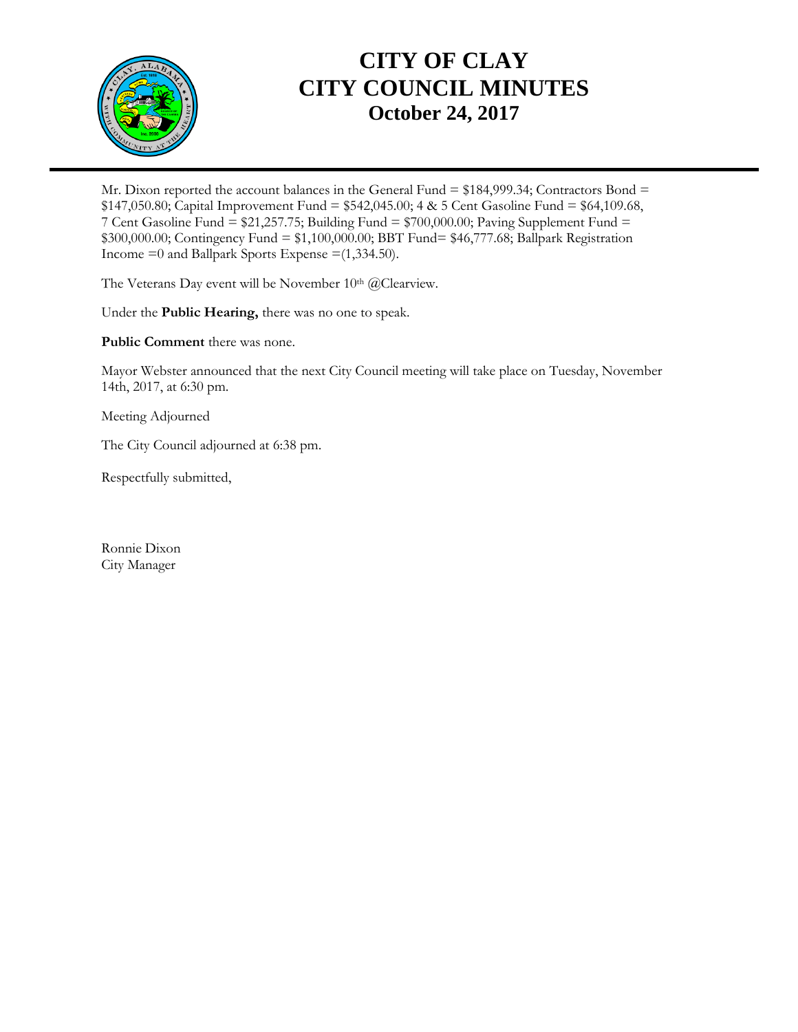# CITY OF CLAY
# CITY COUNCIL MINUTES
## October 24, 2017

Mr. Dixon reported the account balances in the General Fund = $184,999.34; Contractors Bond = $147,050.80; Capital Improvement Fund = $542,045.00; 4 & 5 Cent Gasoline Fund = $64,109.68, 7 Cent Gasoline Fund = $21,257.75; Building Fund = $700,000.00; Paving Supplement Fund = $300,000.00; Contingency Fund = $1,100,000.00; BBT Fund= $46,777.68; Ballpark Registration Income =0 and Ballpark Sports Expense =(1,334.50).

The Veterans Day event will be November 10th @Clearview.

Under the **Public Hearing,** there was no one to speak.

**Public Comment** there was none.

Mayor Webster announced that the next City Council meeting will take place on Tuesday, November 14th, 2017, at 6:30 pm.

Meeting Adjourned

The City Council adjourned at 6:38 pm.

Respectfully submitted,

Ronnie Dixon
City Manager